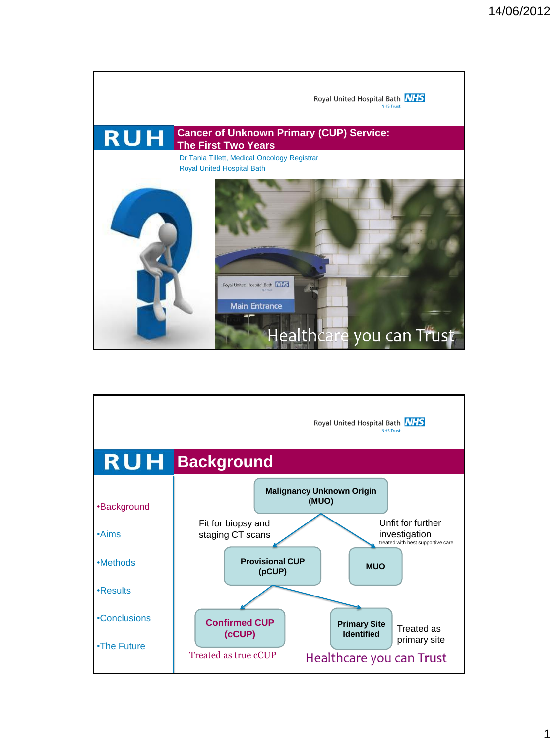Royal United Hospital Bath NHS Trust

# RUH Cancer of Unknown Primary (CUP) Service: The First Two Years

Dr Tania Tillett, Medical Oncology Registrar
Royal United Hospital Bath

Main Entrance

Healthcare you can Trust

---

Royal United Hospital Bath NHS Trust

# RUH Background

- Background
- Aims
- Methods
- Results
- Conclusions
- The Future

**Malignancy Unknown Origin (MUO)**

Fit for biopsy and staging CT scans → **Provisional CUP (pCUP)**

Unfit for further investigation (treated with best supportive care) → **MUO**

**Provisional CUP (pCUP)** → **Confirmed CUP (cCUP)** — Treated as true cCUP

**Provisional CUP (pCUP)** → **Primary Site Identified** — Treated as primary site

Healthcare you can Trust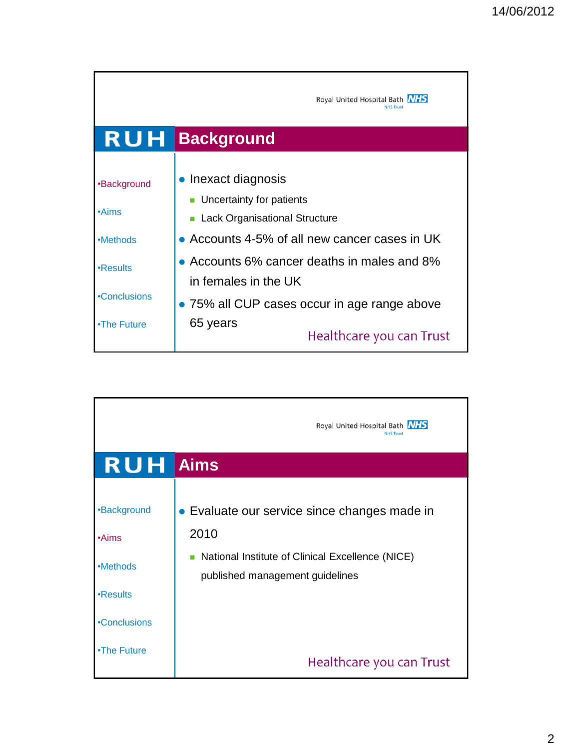Royal United Hospital Bath NHS Trust

## RUH Background

- •Background
- •Aims
- •Methods
- •Results
- •Conclusions
- •The Future

- Inexact diagnosis
  - Uncertainty for patients
  - Lack Organisational Structure
- Accounts 4-5% of all new cancer cases in UK
- Accounts 6% cancer deaths in males and 8% in females in the UK
- 75% all CUP cases occur in age range above 65 years

Healthcare you can Trust

Royal United Hospital Bath NHS Trust

## RUH Aims

- •Background
- •Aims
- •Methods
- •Results
- •Conclusions
- •The Future

- Evaluate our service since changes made in 2010
  - National Institute of Clinical Excellence (NICE) published management guidelines

Healthcare you can Trust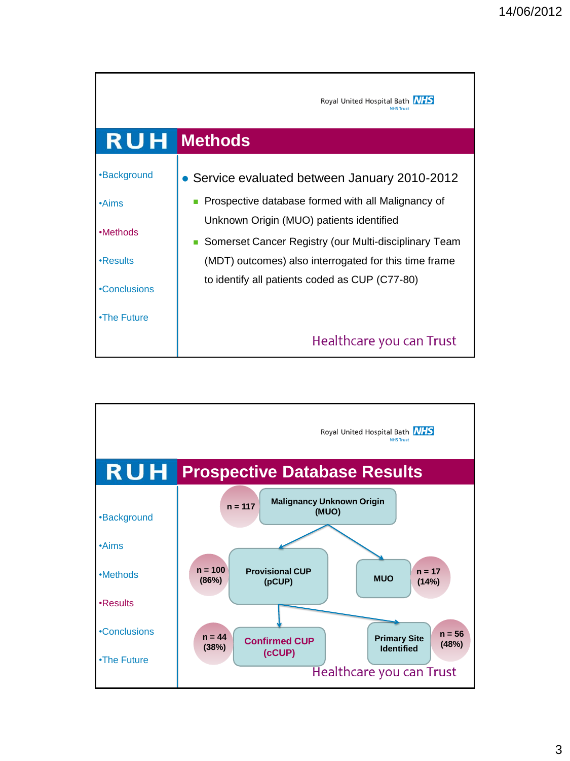Royal United Hospital Bath NHS Trust

## RUH Methods

- Background
- Aims
- Methods
- Results
- Conclusions
- The Future

- Service evaluated between January 2010-2012
  - Prospective database formed with all Malignancy of Unknown Origin (MUO) patients identified
  - Somerset Cancer Registry (our Multi-disciplinary Team (MDT) outcomes) also interrogated for this time frame to identify all patients coded as CUP (C77-80)

Healthcare you can Trust

Royal United Hospital Bath NHS Trust

## RUH Prospective Database Results

- Background
- Aims
- Methods
- Results
- Conclusions
- The Future

- Malignancy Unknown Origin (MUO): n = 117
  - Provisional CUP (pCUP): n = 100 (86%)
    - Confirmed CUP (cCUP): n = 44 (38%)
    - Primary Site Identified: n = 56 (48%)
  - MUO: n = 17 (14%)

Healthcare you can Trust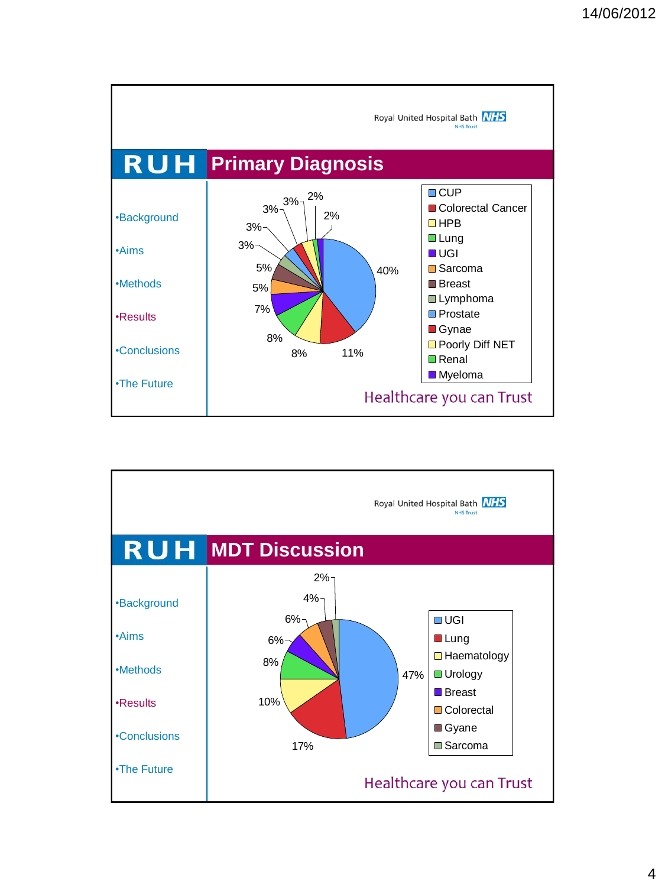Royal United Hospital Bath NHS Trust

## RUH Primary Diagnosis

- Background
- Aims
- Methods
- Results
- Conclusions
- The Future

| Primary Diagnosis | % |
|---|---|
| CUP | 40% |
| Colorectal Cancer | 11% |
| HPB | 8% |
| Lung | 8% |
| UGI | 7% |
| Sarcoma | 5% |
| Breast | 5% |
| Lymphoma | 3% |
| Prostate | 3% |
| Gynae | 3% |
| Poorly Diff NET | 3% |
| Renal | 2% |
| Myeloma | 2% |

Healthcare you can Trust

Royal United Hospital Bath NHS Trust

## RUH MDT Discussion

- Background
- Aims
- Methods
- Results
- Conclusions
- The Future

| MDT | % |
|---|---|
| UGI | 47% |
| Lung | 17% |
| Haematology | 10% |
| Urology | 8% |
| Breast | 6% |
| Colorectal | 6% |
| Gyane | 4% |
| Sarcoma | 2% |

Healthcare you can Trust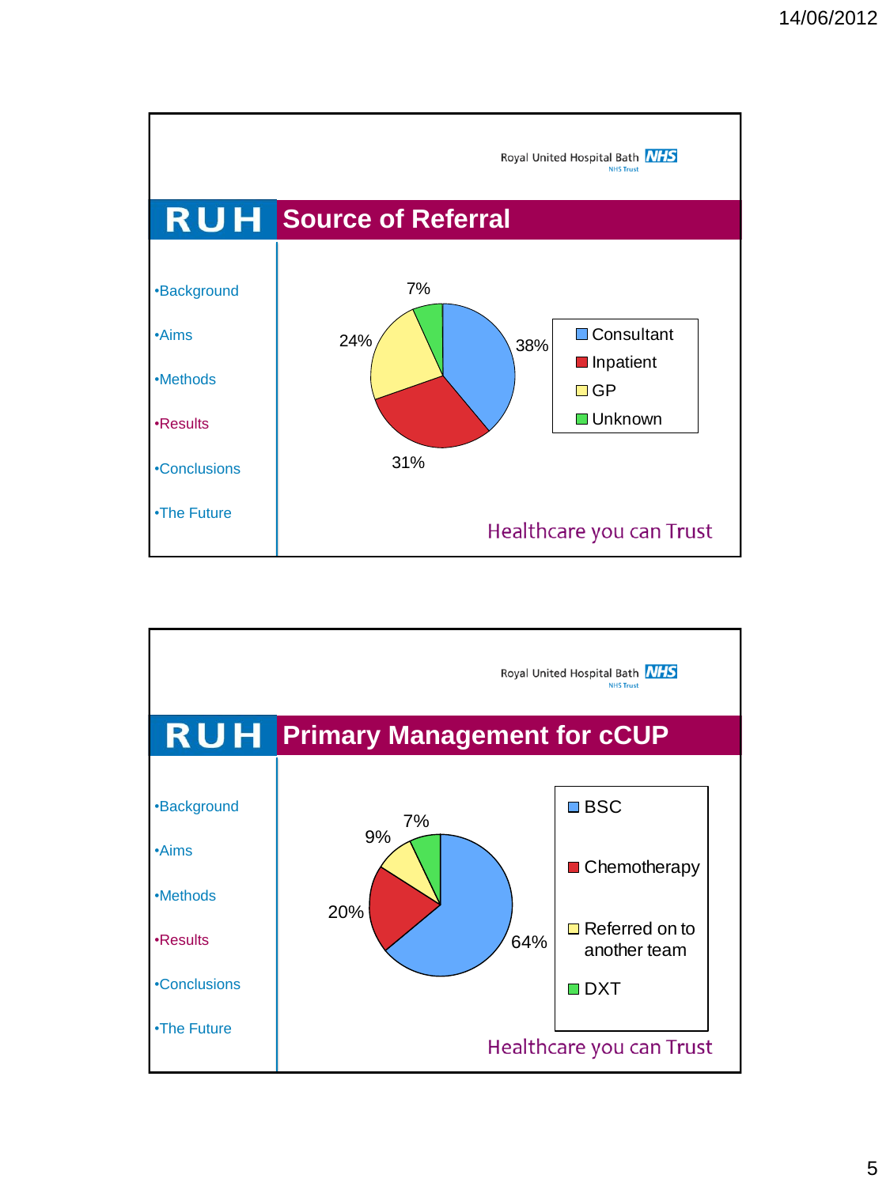Royal United Hospital Bath NHS
NHS Trust

## RUH Source of Referral

- Background
- Aims
- Methods
- Results
- Conclusions
- The Future

| Source | % |
|---|---|
| Consultant | 38% |
| Inpatient | 31% |
| GP | 24% |
| Unknown | 7% |

Healthcare you can Trust

Royal United Hospital Bath NHS
NHS Trust

## RUH Primary Management for cCUP

- Background
- Aims
- Methods
- Results
- Conclusions
- The Future

| Management | % |
|---|---|
| BSC | 64% |
| Chemotherapy | 20% |
| Referred on to another team | 9% |
| DXT | 7% |

Healthcare you can Trust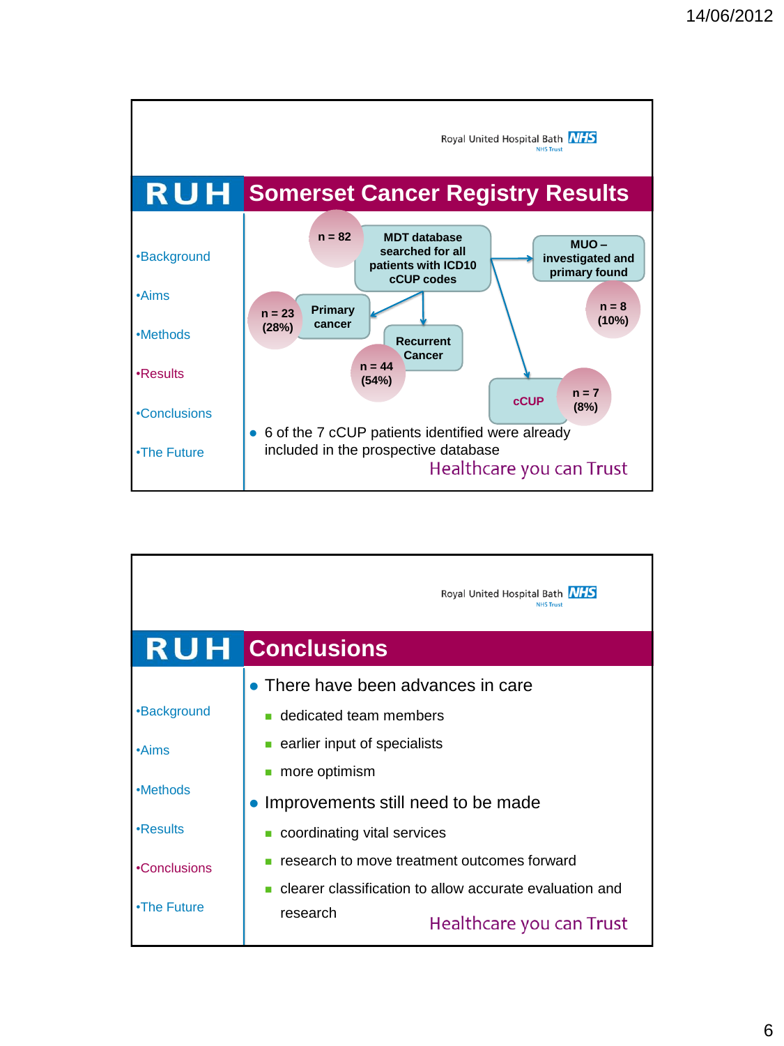Royal United Hospital Bath NHS Trust

## RUH Somerset Cancer Registry Results

- •Background
- •Aims
- •Methods
- •Results
- •Conclusions
- •The Future

MDT database searched for all patients with ICD10 cCUP codes (n = 82)

- Primary cancer: n = 23 (28%)
- Recurrent Cancer: n = 44 (54%)
- MUO – investigated and primary found: n = 8 (10%)
- cCUP: n = 7 (8%)

- 6 of the 7 cCUP patients identified were already included in the prospective database

Healthcare you can Trust

---

Royal United Hospital Bath NHS Trust

## RUH Conclusions

- •Background
- •Aims
- •Methods
- •Results
- •Conclusions
- •The Future

- There have been advances in care
  - dedicated team members
  - earlier input of specialists
  - more optimism
- Improvements still need to be made
  - coordinating vital services
  - research to move treatment outcomes forward
  - clearer classification to allow accurate evaluation and research

Healthcare you can Trust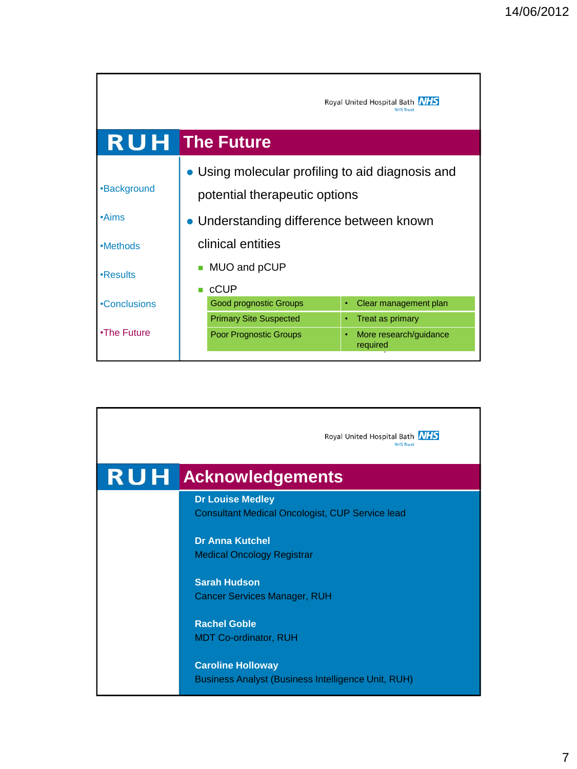Royal United Hospital Bath NHS Trust

## RUH The Future

- Background
- Aims
- Methods
- Results
- Conclusions
- The Future

- Using molecular profiling to aid diagnosis and potential therapeutic options
- Understanding difference between known clinical entities
  - MUO and pCUP
  - cCUP

| | |
|---|---|
| Good prognostic Groups | • Clear management plan |
| Primary Site Suspected | • Treat as primary |
| Poor Prognostic Groups | • More research/guidance required |

Royal United Hospital Bath NHS Trust

## RUH Acknowledgements

**Dr Louise Medley**
Consultant Medical Oncologist, CUP Service lead

**Dr Anna Kutchel**
Medical Oncology Registrar

**Sarah Hudson**
Cancer Services Manager, RUH

**Rachel Goble**
MDT Co-ordinator, RUH

**Caroline Holloway**
Business Analyst (Business Intelligence Unit, RUH)